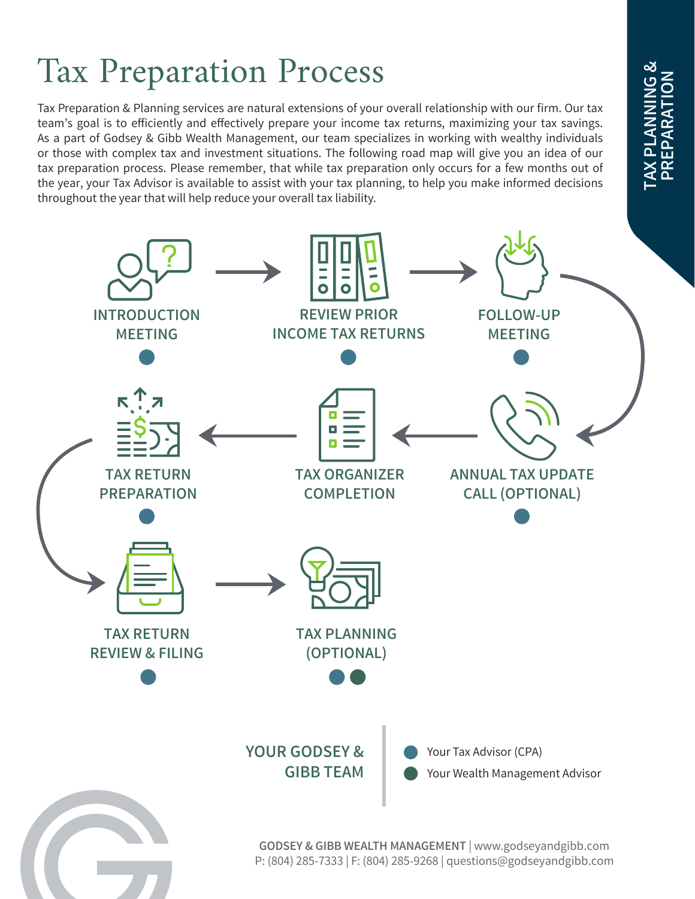TAX PLANNING & PREPARATION

# Tax Preparation Process

Tax Preparation & Planning services are natural extensions of your overall relationship with our firm. Our tax team's goal is to efficiently and effectively prepare your income tax returns, maximizing your tax savings. As a part of Godsey & Gibb Wealth Management, our team specializes in working with wealthy individuals or those with complex tax and investment situations. The following road map will give you an idea of our tax preparation process. Please remember, that while tax preparation only occurs for a few months out of the year, your Tax Advisor is available to assist with your tax planning, to help you make informed decisions throughout the year that will help reduce your overall tax liability.

1. INTRODUCTION MEETING ● (Tax Advisor)
2. REVIEW PRIOR INCOME TAX RETURNS ● (Tax Advisor)
3. FOLLOW-UP MEETING ● (Tax Advisor)
4. ANNUAL TAX UPDATE CALL (OPTIONAL) ● (Tax Advisor)
5. TAX ORGANIZER COMPLETION
6. TAX RETURN PREPARATION ● (Tax Advisor)
7. TAX RETURN REVIEW & FILING ● (Tax Advisor)
8. TAX PLANNING (OPTIONAL) ● ● (Tax Advisor, Wealth Management Advisor)

**YOUR GODSEY & GIBB TEAM**

- Your Tax Advisor (CPA)
- Your Wealth Management Advisor

**GODSEY & GIBB WEALTH MANAGEMENT** | www.godseyandgibb.com
P: (804) 285-7333 | F: (804) 285-9268 | questions@godseyandgibb.com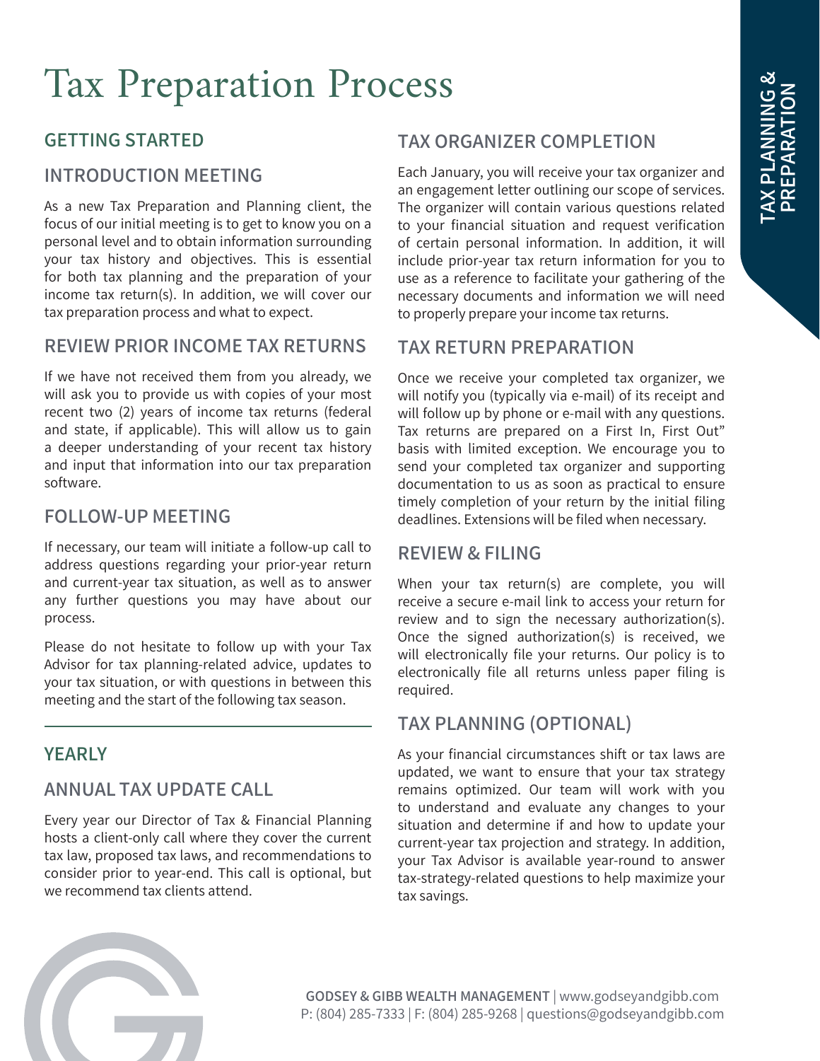# Tax Preparation Process

## GETTING STARTED

### INTRODUCTION MEETING

As a new Tax Preparation and Planning client, the focus of our initial meeting is to get to know you on a personal level and to obtain information surrounding your tax history and objectives. This is essential for both tax planning and the preparation of your income tax return(s). In addition, we will cover our tax preparation process and what to expect.

### REVIEW PRIOR INCOME TAX RETURNS

If we have not received them from you already, we will ask you to provide us with copies of your most recent two (2) years of income tax returns (federal and state, if applicable). This will allow us to gain a deeper understanding of your recent tax history and input that information into our tax preparation software.

### FOLLOW-UP MEETING

If necessary, our team will initiate a follow-up call to address questions regarding your prior-year return and current-year tax situation, as well as to answer any further questions you may have about our process.

Please do not hesitate to follow up with your Tax Advisor for tax planning-related advice, updates to your tax situation, or with questions in between this meeting and the start of the following tax season.

## YEARLY

### ANNUAL TAX UPDATE CALL

Every year our Director of Tax & Financial Planning hosts a client-only call where they cover the current tax law, proposed tax laws, and recommendations to consider prior to year-end. This call is optional, but we recommend tax clients attend.

### TAX ORGANIZER COMPLETION

Each January, you will receive your tax organizer and an engagement letter outlining our scope of services. The organizer will contain various questions related to your financial situation and request verification of certain personal information. In addition, it will include prior-year tax return information for you to use as a reference to facilitate your gathering of the necessary documents and information we will need to properly prepare your income tax returns.

### TAX RETURN PREPARATION

Once we receive your completed tax organizer, we will notify you (typically via e-mail) of its receipt and will follow up by phone or e-mail with any questions. Tax returns are prepared on a First In, First Out" basis with limited exception. We encourage you to send your completed tax organizer and supporting documentation to us as soon as practical to ensure timely completion of your return by the initial filing deadlines. Extensions will be filed when necessary.

### REVIEW & FILING

When your tax return(s) are complete, you will receive a secure e-mail link to access your return for review and to sign the necessary authorization(s). Once the signed authorization(s) is received, we will electronically file your returns. Our policy is to electronically file all returns unless paper filing is required.

### TAX PLANNING (OPTIONAL)

As your financial circumstances shift or tax laws are updated, we want to ensure that your tax strategy remains optimized. Our team will work with you to understand and evaluate any changes to your situation and determine if and how to update your current-year tax projection and strategy. In addition, your Tax Advisor is available year-round to answer tax-strategy-related questions to help maximize your tax savings.

**GODSEY & GIBB WEALTH MANAGEMENT** | www.godseyandgibb.com
P: (804) 285-7333 | F: (804) 285-9268 | questions@godseyandgibb.com